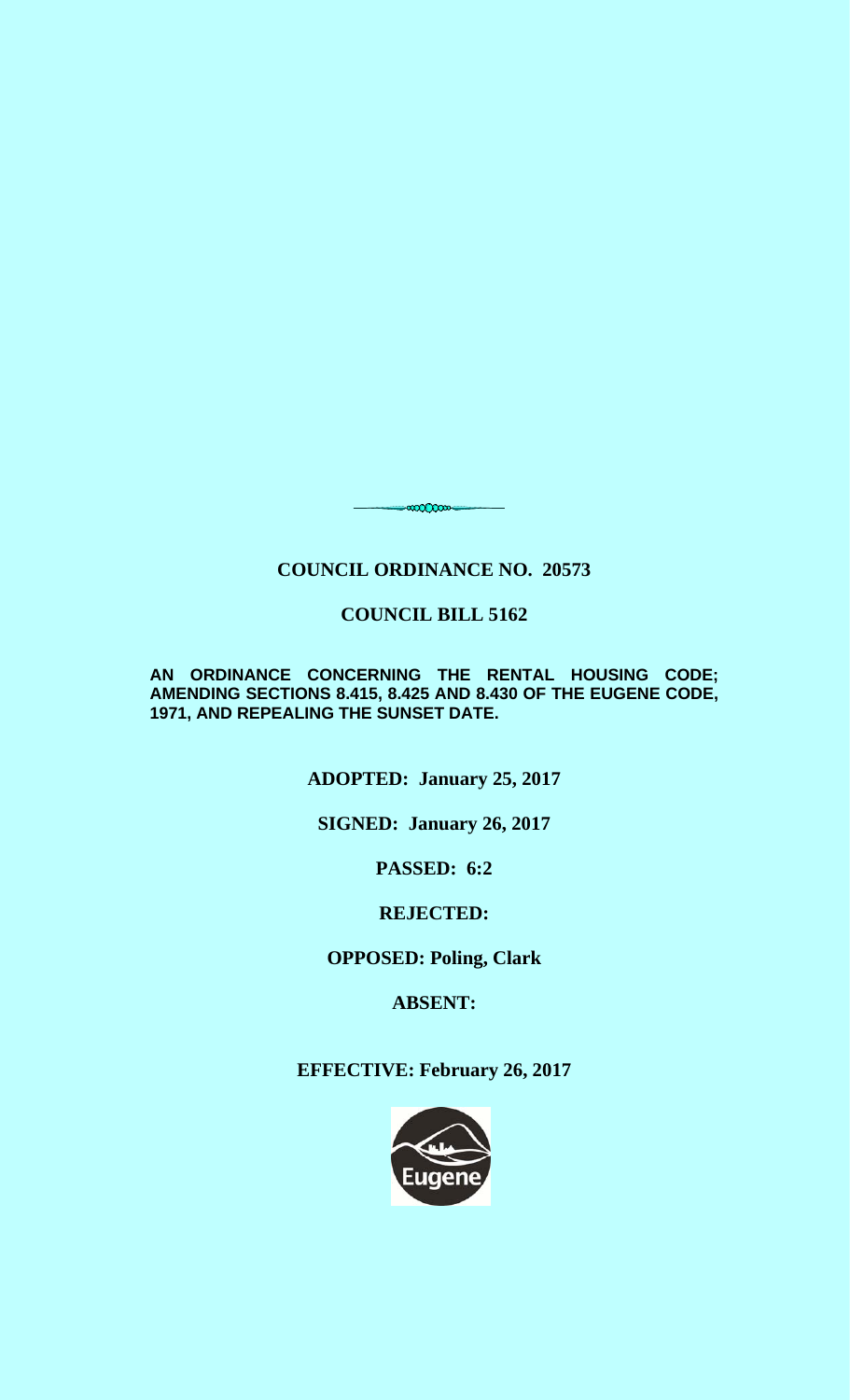**COUNCIL ORDINANCE NO. 20573**

**COUNCIL BILL 5162**

**AN ORDINANCE CONCERNING THE RENTAL HOUSING CODE; AMENDING SECTIONS 8.415, 8.425 AND 8.430 OF THE EUGENE CODE, 1971, AND REPEALING THE SUNSET DATE.**

**ADOPTED: January 25, 2017**

**SIGNED: January 26, 2017**

**PASSED: 6:2**

**REJECTED:**

**OPPOSED: Poling, Clark**

**ABSENT:**

**EFFECTIVE: February 26, 2017**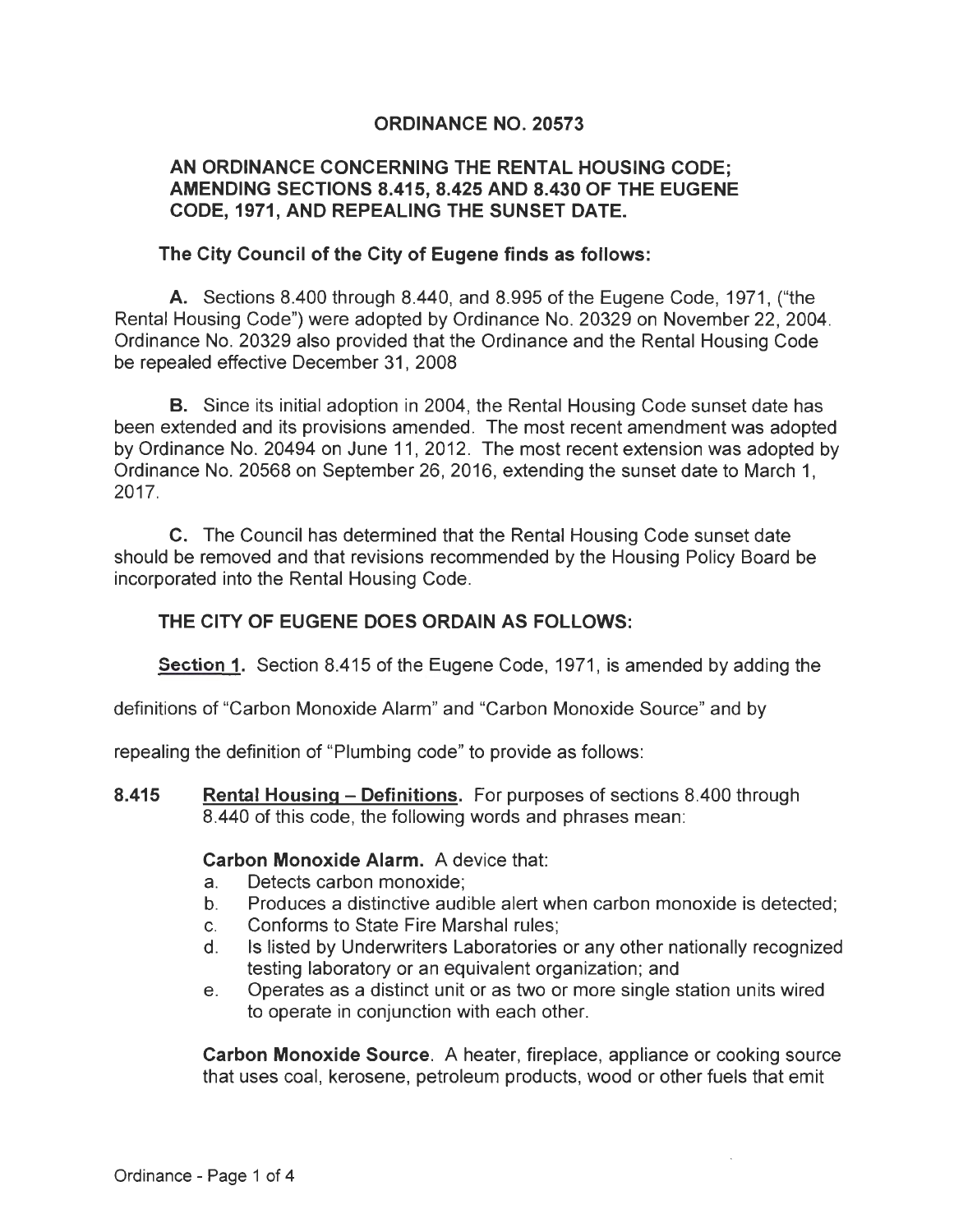# ORDINANCE NO. 20573

## AN ORDINANCE CONCERNING THE RENTAL HOUSING CODE; AMENDING SECTIONS 8.415, 8.425 AND 8.430 OF THE EUGENE CODE, 1971, AND REPEALING THE SUNSET DATE.

**The City Council of the City of Eugene finds as follows:**

**A.** Sections 8.400 through 8.440, and 8.995 of the Eugene Code, 1971, ("the Rental Housing Code") were adopted by Ordinance No. 20329 on November 22, 2004. Ordinance No. 20329 also provided that the Ordinance and the Rental Housing Code be repealed effective December 31, 2008

**B.** Since its initial adoption in 2004, the Rental Housing Code sunset date has been extended and its provisions amended. The most recent amendment was adopted by Ordinance No. 20494 on June 11, 2012. The most recent extension was adopted by Ordinance No. 20568 on September 26, 2016, extending the sunset date to March 1, 2017.

**C.** The Council has determined that the Rental Housing Code sunset date should be removed and that revisions recommended by the Housing Policy Board be incorporated into the Rental Housing Code.

**THE CITY OF EUGENE DOES ORDAIN AS FOLLOWS:**

**<u>Section 1</u>.** Section 8.415 of the Eugene Code, 1971, is amended by adding the definitions of "Carbon Monoxide Alarm" and "Carbon Monoxide Source" and by repealing the definition of "Plumbing code" to provide as follows:

**8.415 <u>Rental Housing – Definitions</u>.** For purposes of sections 8.400 through 8.440 of this code, the following words and phrases mean:

**Carbon Monoxide Alarm.** A device that:

a. Detects carbon monoxide;
b. Produces a distinctive audible alert when carbon monoxide is detected;
c. Conforms to State Fire Marshal rules;
d. Is listed by Underwriters Laboratories or any other nationally recognized testing laboratory or an equivalent organization; and
e. Operates as a distinct unit or as two or more single station units wired to operate in conjunction with each other.

**Carbon Monoxide Source**. A heater, fireplace, appliance or cooking source that uses coal, kerosene, petroleum products, wood or other fuels that emit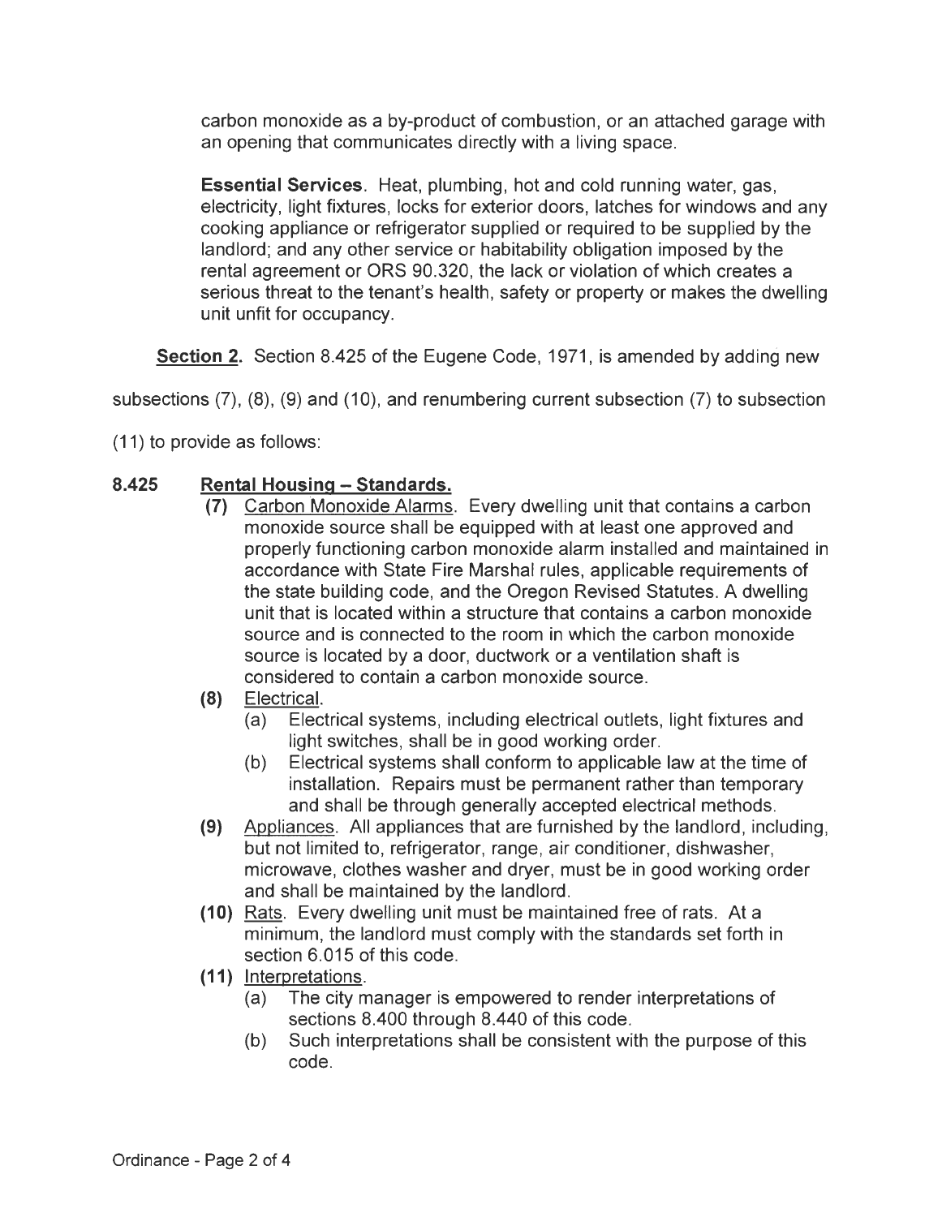carbon monoxide as a by-product of combustion, or an attached garage with an opening that communicates directly with a living space.

**Essential Services**. Heat, plumbing, hot and cold running water, gas, electricity, light fixtures, locks for exterior doors, latches for windows and any cooking appliance or refrigerator supplied or required to be supplied by the landlord; and any other service or habitability obligation imposed by the rental agreement or ORS 90.320, the lack or violation of which creates a serious threat to the tenant's health, safety or property or makes the dwelling unit unfit for occupancy.

**Section 2.** Section 8.425 of the Eugene Code, 1971, is amended by adding new subsections (7), (8), (9) and (10), and renumbering current subsection (7) to subsection (11) to provide as follows:

**8.425 Rental Housing – Standards.**

**(7)** Carbon Monoxide Alarms. Every dwelling unit that contains a carbon monoxide source shall be equipped with at least one approved and properly functioning carbon monoxide alarm installed and maintained in accordance with State Fire Marshal rules, applicable requirements of the state building code, and the Oregon Revised Statutes. A dwelling unit that is located within a structure that contains a carbon monoxide source and is connected to the room in which the carbon monoxide source is located by a door, ductwork or a ventilation shaft is considered to contain a carbon monoxide source.

**(8)** Electrical.

(a) Electrical systems, including electrical outlets, light fixtures and light switches, shall be in good working order.

(b) Electrical systems shall conform to applicable law at the time of installation. Repairs must be permanent rather than temporary and shall be through generally accepted electrical methods.

**(9)** Appliances. All appliances that are furnished by the landlord, including, but not limited to, refrigerator, range, air conditioner, dishwasher, microwave, clothes washer and dryer, must be in good working order and shall be maintained by the landlord.

**(10)** Rats. Every dwelling unit must be maintained free of rats. At a minimum, the landlord must comply with the standards set forth in section 6.015 of this code.

**(11)** Interpretations.

(a) The city manager is empowered to render interpretations of sections 8.400 through 8.440 of this code.

(b) Such interpretations shall be consistent with the purpose of this code.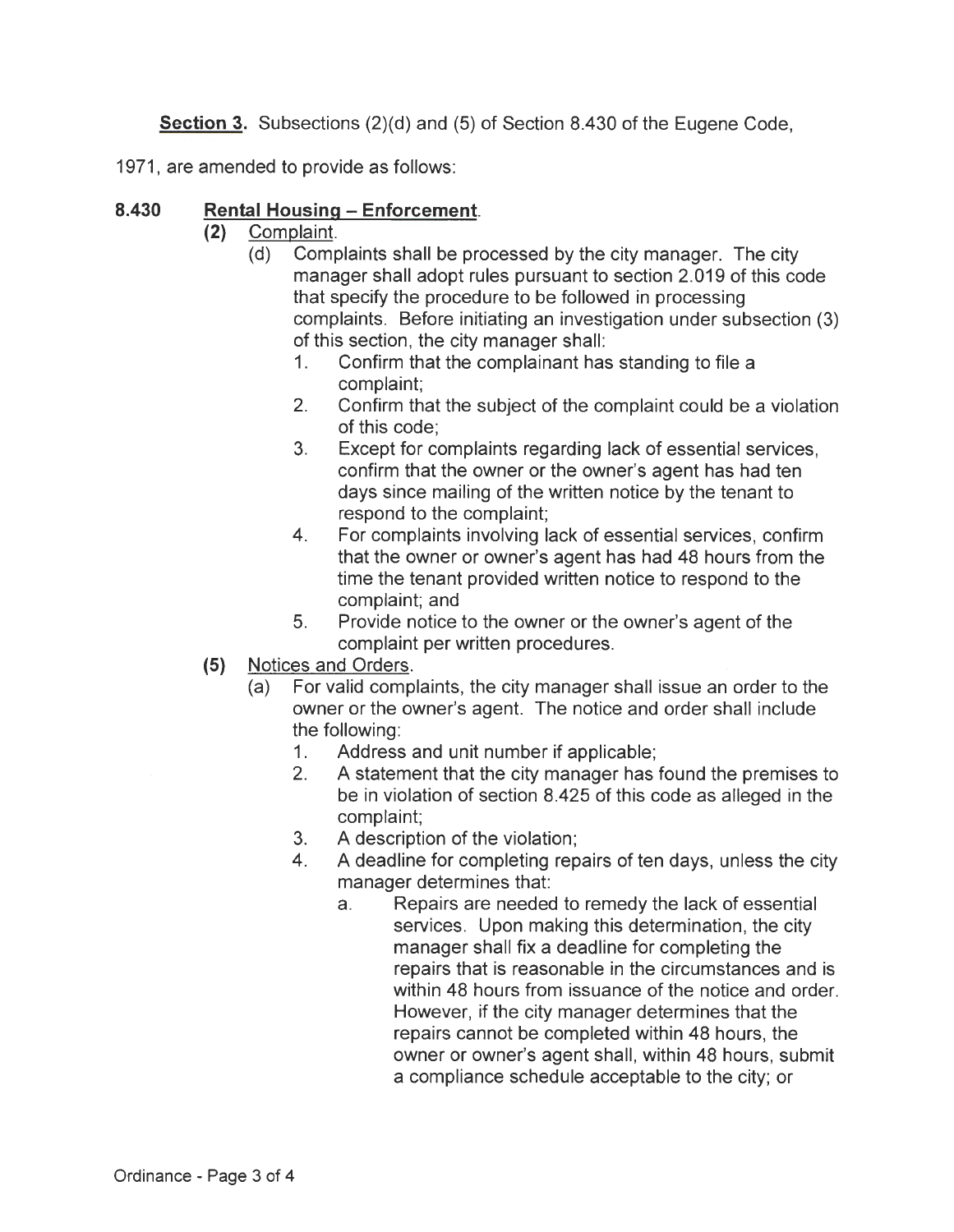**Section 3.** Subsections (2)(d) and (5) of Section 8.430 of the Eugene Code, 1971, are amended to provide as follows:

**8.430 Rental Housing – Enforcement.**

**(2)** Complaint.

(d) Complaints shall be processed by the city manager. The city manager shall adopt rules pursuant to section 2.019 of this code that specify the procedure to be followed in processing complaints. Before initiating an investigation under subsection (3) of this section, the city manager shall:

1. Confirm that the complainant has standing to file a complaint;
2. Confirm that the subject of the complaint could be a violation of this code;
3. Except for complaints regarding lack of essential services, confirm that the owner or the owner's agent has had ten days since mailing of the written notice by the tenant to respond to the complaint;
4. For complaints involving lack of essential services, confirm that the owner or owner's agent has had 48 hours from the time the tenant provided written notice to respond to the complaint; and
5. Provide notice to the owner or the owner's agent of the complaint per written procedures.

**(5)** Notices and Orders.

(a) For valid complaints, the city manager shall issue an order to the owner or the owner's agent. The notice and order shall include the following:

1. Address and unit number if applicable;
2. A statement that the city manager has found the premises to be in violation of section 8.425 of this code as alleged in the complaint;
3. A description of the violation;
4. A deadline for completing repairs of ten days, unless the city manager determines that:
   a. Repairs are needed to remedy the lack of essential services. Upon making this determination, the city manager shall fix a deadline for completing the repairs that is reasonable in the circumstances and is within 48 hours from issuance of the notice and order. However, if the city manager determines that the repairs cannot be completed within 48 hours, the owner or owner's agent shall, within 48 hours, submit a compliance schedule acceptable to the city; or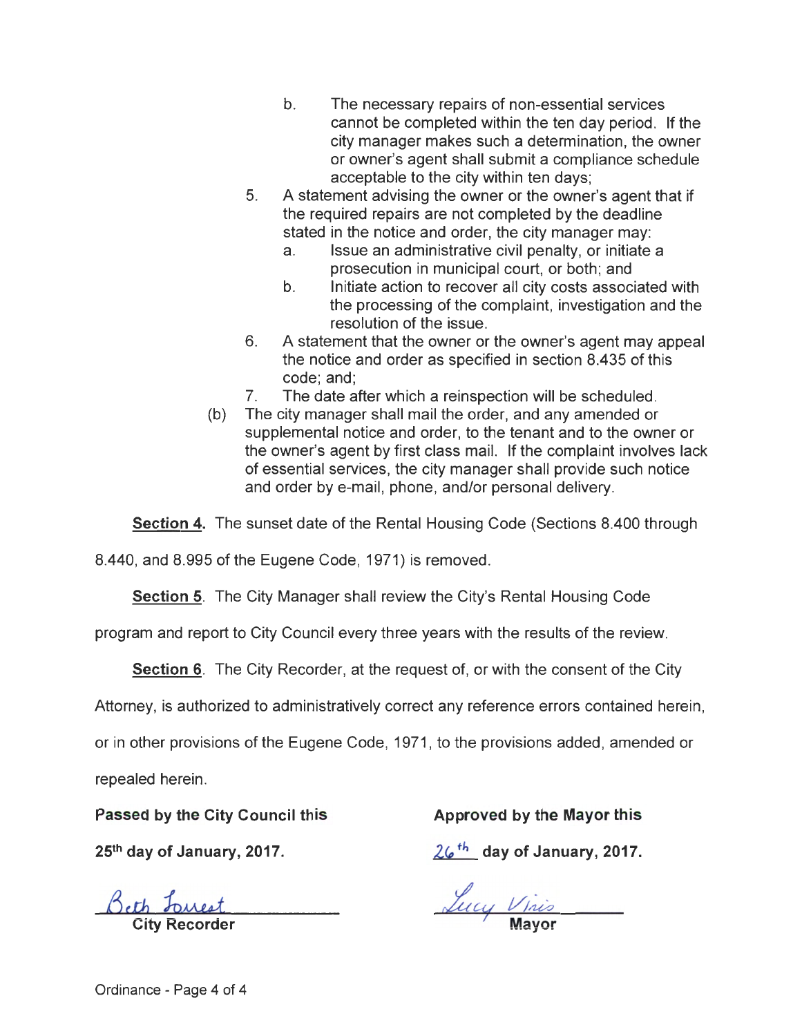b. The necessary repairs of non-essential services cannot be completed within the ten day period. If the city manager makes such a determination, the owner or owner's agent shall submit a compliance schedule acceptable to the city within ten days;

5. A statement advising the owner or the owner's agent that if the required repairs are not completed by the deadline stated in the notice and order, the city manager may:
   a. Issue an administrative civil penalty, or initiate a prosecution in municipal court, or both; and
   b. Initiate action to recover all city costs associated with the processing of the complaint, investigation and the resolution of the issue.
6. A statement that the owner or the owner's agent may appeal the notice and order as specified in section 8.435 of this code; and;
7. The date after which a reinspection will be scheduled.

(b) The city manager shall mail the order, and any amended or supplemental notice and order, to the tenant and to the owner or the owner's agent by first class mail. If the complaint involves lack of essential services, the city manager shall provide such notice and order by e-mail, phone, and/or personal delivery.

**Section 4.** The sunset date of the Rental Housing Code (Sections 8.400 through 8.440, and 8.995 of the Eugene Code, 1971) is removed.

**Section 5**. The City Manager shall review the City's Rental Housing Code program and report to City Council every three years with the results of the review.

**Section 6**. The City Recorder, at the request of, or with the consent of the City Attorney, is authorized to administratively correct any reference errors contained herein, or in other provisions of the Eugene Code, 1971, to the provisions added, amended or repealed herein.

**Passed by the City Council this 25th day of January, 2017.**

Beth Forrest
**City Recorder**

**Approved by the Mayor this 26th day of January, 2017.**

Lucy Vinis
**Mayor**